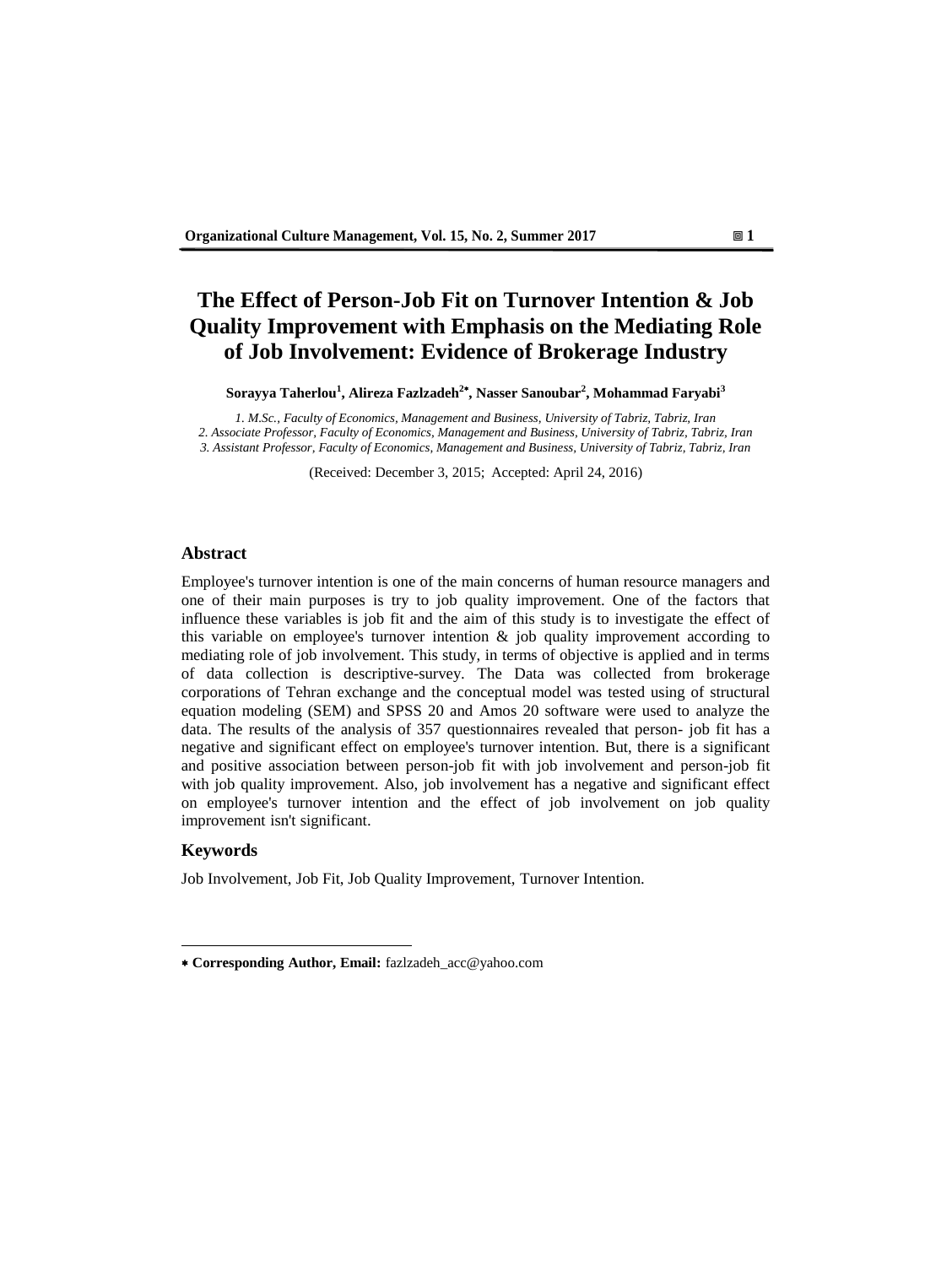# The Effect of Person-Job Fit on Turnover Intention & Job Quality Improvement with Emphasis on the Mediating Role of Job Involvement: Evidence of Brokerage Industry

**Sorayya Taherlou[1], Alireza Fazlzadeh[2*], Nasser Sanoubar[2], Mohammad Faryabi[3]**

*1. M.Sc., Faculty of Economics, Management and Business, University of Tabriz, Tabriz, Iran*
*2. Associate Professor, Faculty of Economics, Management and Business, University of Tabriz, Tabriz, Iran*
*3. Assistant Professor, Faculty of Economics, Management and Business, University of Tabriz, Tabriz, Iran*

(Received: December 3, 2015; Accepted: April 24, 2016)

## Abstract

Employee's turnover intention is one of the main concerns of human resource managers and one of their main purposes is try to job quality improvement. One of the factors that influence these variables is job fit and the aim of this study is to investigate the effect of this variable on employee's turnover intention & job quality improvement according to mediating role of job involvement. This study, in terms of objective is applied and in terms of data collection is descriptive-survey. The Data was collected from brokerage corporations of Tehran exchange and the conceptual model was tested using of structural equation modeling (SEM) and SPSS 20 and Amos 20 software were used to analyze the data. The results of the analysis of 357 questionnaires revealed that person- job fit has a negative and significant effect on employee's turnover intention. But, there is a significant and positive association between person-job fit with job involvement and person-job fit with job quality improvement. Also, job involvement has a negative and significant effect on employee's turnover intention and the effect of job involvement on job quality improvement isn't significant.

## Keywords

Job Involvement, Job Fit, Job Quality Improvement, Turnover Intention.

---

* **Corresponding Author, Email:** fazlzadeh_acc@yahoo.com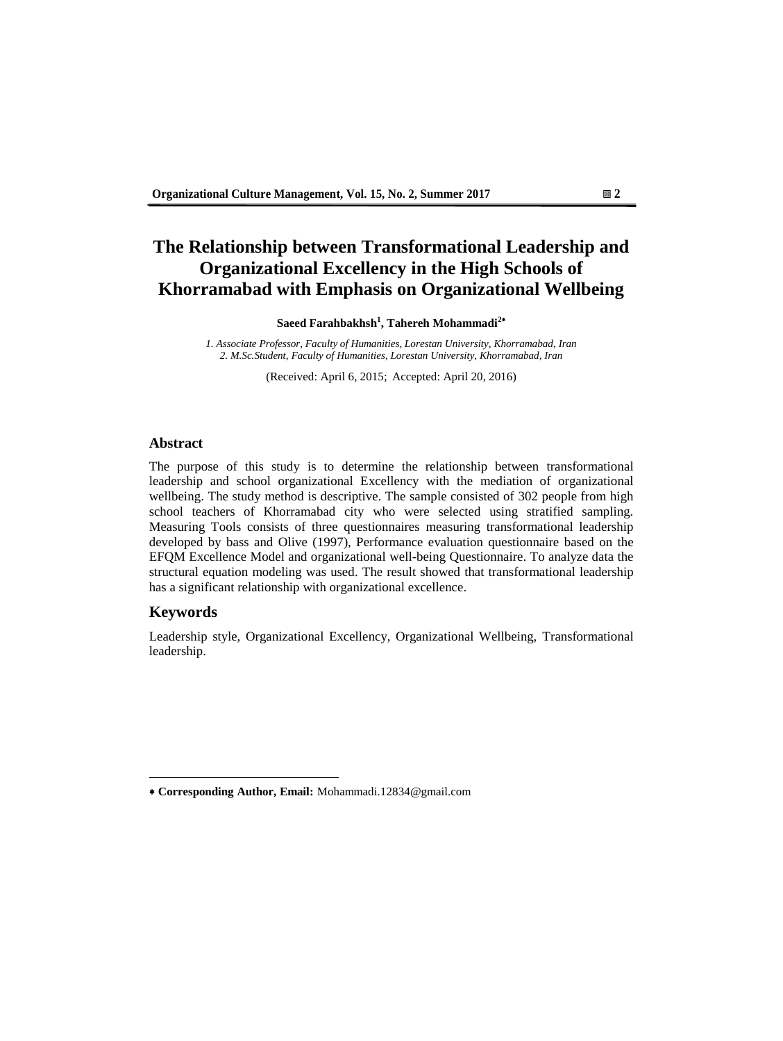# The Relationship between Transformational Leadership and Organizational Excellency in the High Schools of Khorramabad with Emphasis on Organizational Wellbeing

**Saeed Farahbakhsh[1], Tahereh Mohammadi[2*]**

*1. Associate Professor, Faculty of Humanities, Lorestan University, Khorramabad, Iran*
*2. M.Sc.Student, Faculty of Humanities, Lorestan University, Khorramabad, Iran*

(Received: April 6, 2015; Accepted: April 20, 2016)

## Abstract

The purpose of this study is to determine the relationship between transformational leadership and school organizational Excellency with the mediation of organizational wellbeing. The study method is descriptive. The sample consisted of 302 people from high school teachers of Khorramabad city who were selected using stratified sampling. Measuring Tools consists of three questionnaires measuring transformational leadership developed by bass and Olive (1997), Performance evaluation questionnaire based on the EFQM Excellence Model and organizational well-being Questionnaire. To analyze data the structural equation modeling was used. The result showed that transformational leadership has a significant relationship with organizational excellence.

## Keywords

Leadership style, Organizational Excellency, Organizational Wellbeing, Transformational leadership.

---

\* **Corresponding Author, Email:** Mohammadi.12834@gmail.com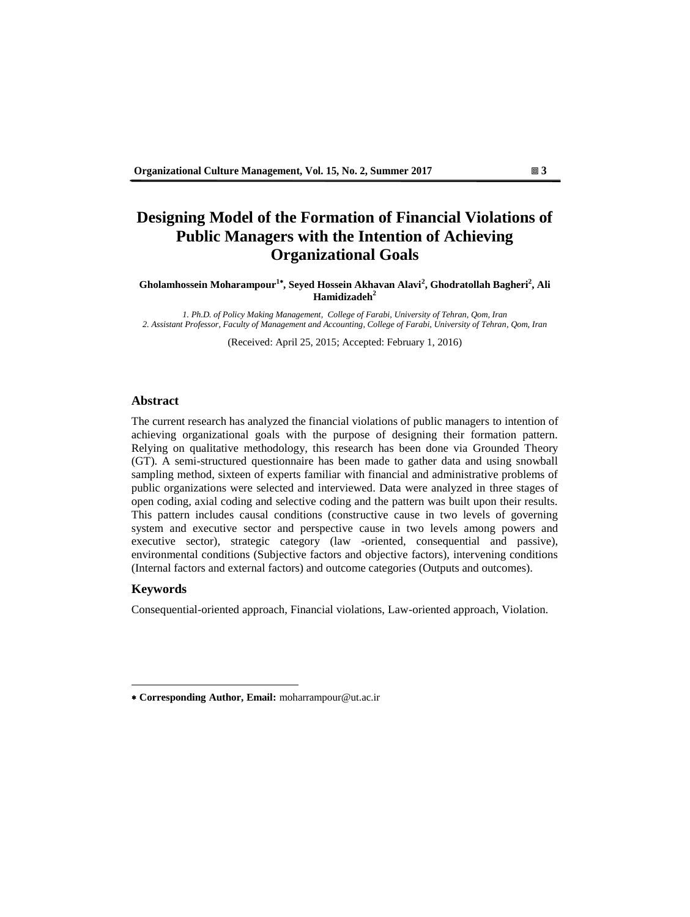# Designing Model of the Formation of Financial Violations of Public Managers with the Intention of Achieving Organizational Goals

**Gholamhossein Moharampour[1*], Seyed Hossein Akhavan Alavi[2], Ghodratollah Bagheri[2], Ali Hamidizadeh[2]**

*1. Ph.D. of Policy Making Management, College of Farabi, University of Tehran, Qom, Iran*
*2. Assistant Professor, Faculty of Management and Accounting, College of Farabi, University of Tehran, Qom, Iran*

(Received: April 25, 2015; Accepted: February 1, 2016)

## Abstract

The current research has analyzed the financial violations of public managers to intention of achieving organizational goals with the purpose of designing their formation pattern. Relying on qualitative methodology, this research has been done via Grounded Theory (GT). A semi-structured questionnaire has been made to gather data and using snowball sampling method, sixteen of experts familiar with financial and administrative problems of public organizations were selected and interviewed. Data were analyzed in three stages of open coding, axial coding and selective coding and the pattern was built upon their results. This pattern includes causal conditions (constructive cause in two levels of governing system and executive sector and perspective cause in two levels among powers and executive sector), strategic category (law -oriented, consequential and passive), environmental conditions (Subjective factors and objective factors), intervening conditions (Internal factors and external factors) and outcome categories (Outputs and outcomes).

## Keywords

Consequential-oriented approach, Financial violations, Law-oriented approach, Violation.

---

\* **Corresponding Author, Email:** moharrampour@ut.ac.ir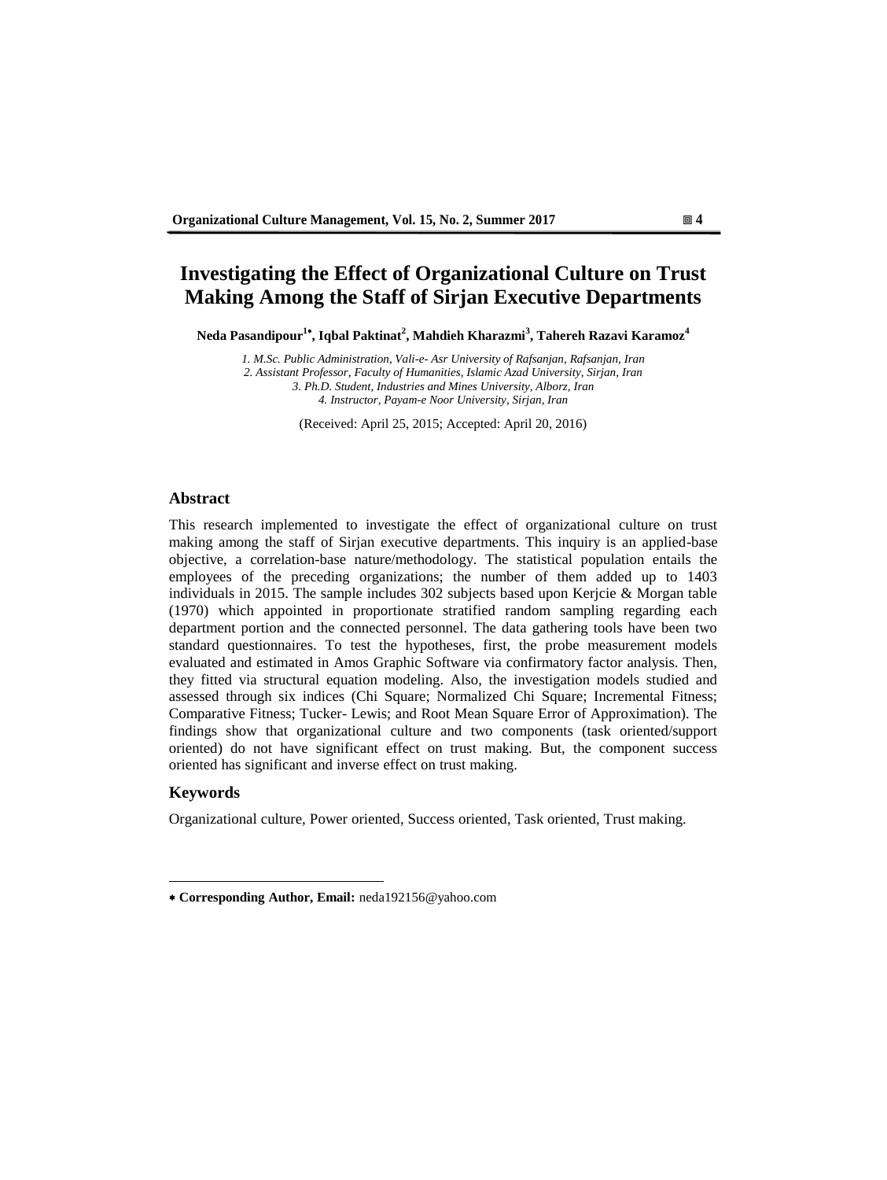# Investigating the Effect of Organizational Culture on Trust Making Among the Staff of Sirjan Executive Departments

**Neda Pasandipour[1*], Iqbal Paktinat[2], Mahdieh Kharazmi[3], Tahereh Razavi Karamoz[4]**

*1. M.Sc. Public Administration, Vali-e- Asr University of Rafsanjan, Rafsanjan, Iran*
*2. Assistant Professor, Faculty of Humanities, Islamic Azad University, Sirjan, Iran*
*3. Ph.D. Student, Industries and Mines University, Alborz, Iran*
*4. Instructor, Payam-e Noor University, Sirjan, Iran*

(Received: April 25, 2015; Accepted: April 20, 2016)

## Abstract

This research implemented to investigate the effect of organizational culture on trust making among the staff of Sirjan executive departments. This inquiry is an applied-base objective, a correlation-base nature/methodology. The statistical population entails the employees of the preceding organizations; the number of them added up to 1403 individuals in 2015. The sample includes 302 subjects based upon Kerjcie & Morgan table (1970) which appointed in proportionate stratified random sampling regarding each department portion and the connected personnel. The data gathering tools have been two standard questionnaires. To test the hypotheses, first, the probe measurement models evaluated and estimated in Amos Graphic Software via confirmatory factor analysis. Then, they fitted via structural equation modeling. Also, the investigation models studied and assessed through six indices (Chi Square; Normalized Chi Square; Incremental Fitness; Comparative Fitness; Tucker- Lewis; and Root Mean Square Error of Approximation). The findings show that organizational culture and two components (task oriented/support oriented) do not have significant effect on trust making. But, the component success oriented has significant and inverse effect on trust making.

## Keywords

Organizational culture, Power oriented, Success oriented, Task oriented, Trust making.

---

* **Corresponding Author, Email:** neda192156@yahoo.com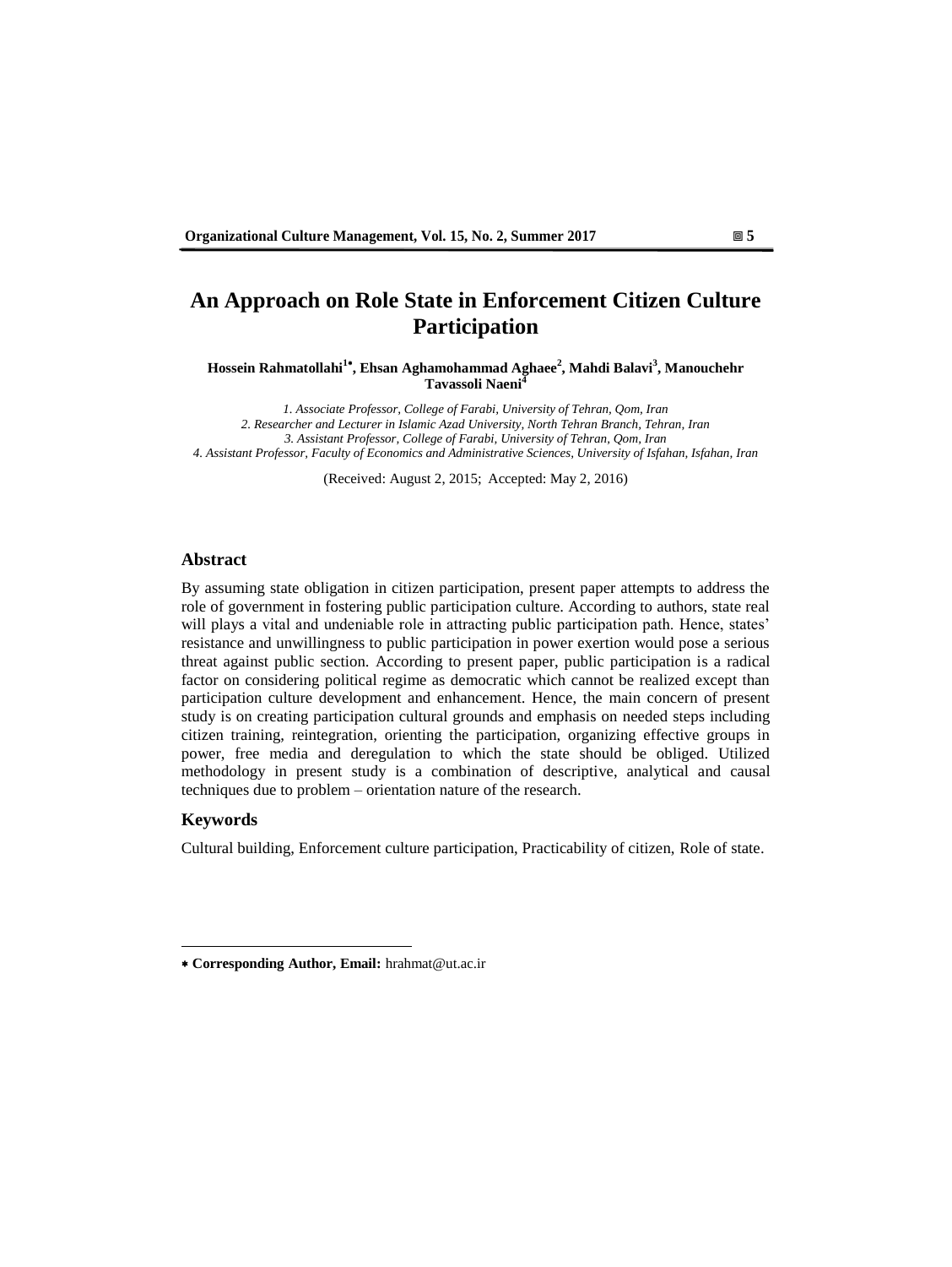# An Approach on Role State in Enforcement Citizen Culture Participation

**Hossein Rahmatollahi[1*], Ehsan Aghamohammad Aghaee[2], Mahdi Balavi[3], Manouchehr Tavassoli Naeni[4]**

*1. Associate Professor, College of Farabi, University of Tehran, Qom, Iran*
*2. Researcher and Lecturer in Islamic Azad University, North Tehran Branch, Tehran, Iran*
*3. Assistant Professor, College of Farabi, University of Tehran, Qom, Iran*
*4. Assistant Professor, Faculty of Economics and Administrative Sciences, University of Isfahan, Isfahan, Iran*

(Received: August 2, 2015; Accepted: May 2, 2016)

## Abstract

By assuming state obligation in citizen participation, present paper attempts to address the role of government in fostering public participation culture. According to authors, state real will plays a vital and undeniable role in attracting public participation path. Hence, states' resistance and unwillingness to public participation in power exertion would pose a serious threat against public section. According to present paper, public participation is a radical factor on considering political regime as democratic which cannot be realized except than participation culture development and enhancement. Hence, the main concern of present study is on creating participation cultural grounds and emphasis on needed steps including citizen training, reintegration, orienting the participation, organizing effective groups in power, free media and deregulation to which the state should be obliged. Utilized methodology in present study is a combination of descriptive, analytical and causal techniques due to problem – orientation nature of the research.

## Keywords

Cultural building, Enforcement culture participation, Practicability of citizen, Role of state.

---

* **Corresponding Author, Email:** hrahmat@ut.ac.ir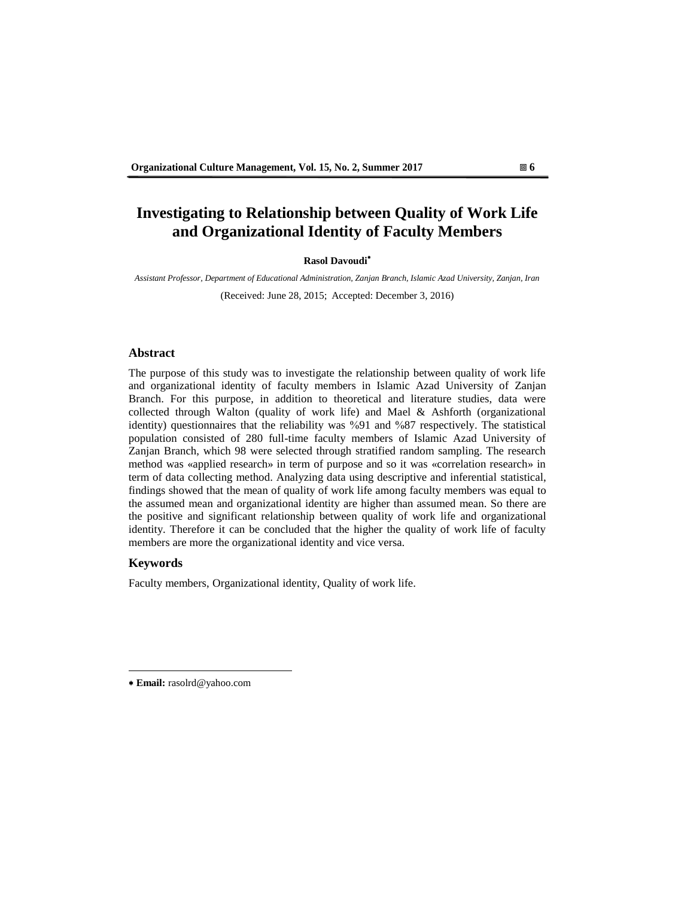# Investigating to Relationship between Quality of Work Life and Organizational Identity of Faculty Members

**Rasol Davoudi***

*Assistant Professor, Department of Educational Administration, Zanjan Branch, Islamic Azad University, Zanjan, Iran*

(Received: June 28, 2015; Accepted: December 3, 2016)

## Abstract

The purpose of this study was to investigate the relationship between quality of work life and organizational identity of faculty members in Islamic Azad University of Zanjan Branch. For this purpose, in addition to theoretical and literature studies, data were collected through Walton (quality of work life) and Mael & Ashforth (organizational identity) questionnaires that the reliability was %91 and %87 respectively. The statistical population consisted of 280 full-time faculty members of Islamic Azad University of Zanjan Branch, which 98 were selected through stratified random sampling. The research method was «applied research» in term of purpose and so it was «correlation research» in term of data collecting method. Analyzing data using descriptive and inferential statistical, findings showed that the mean of quality of work life among faculty members was equal to the assumed mean and organizational identity are higher than assumed mean. So there are the positive and significant relationship between quality of work life and organizational identity. Therefore it can be concluded that the higher the quality of work life of faculty members are more the organizational identity and vice versa.

## Keywords

Faculty members, Organizational identity, Quality of work life.

---

* **Email:** rasolrd@yahoo.com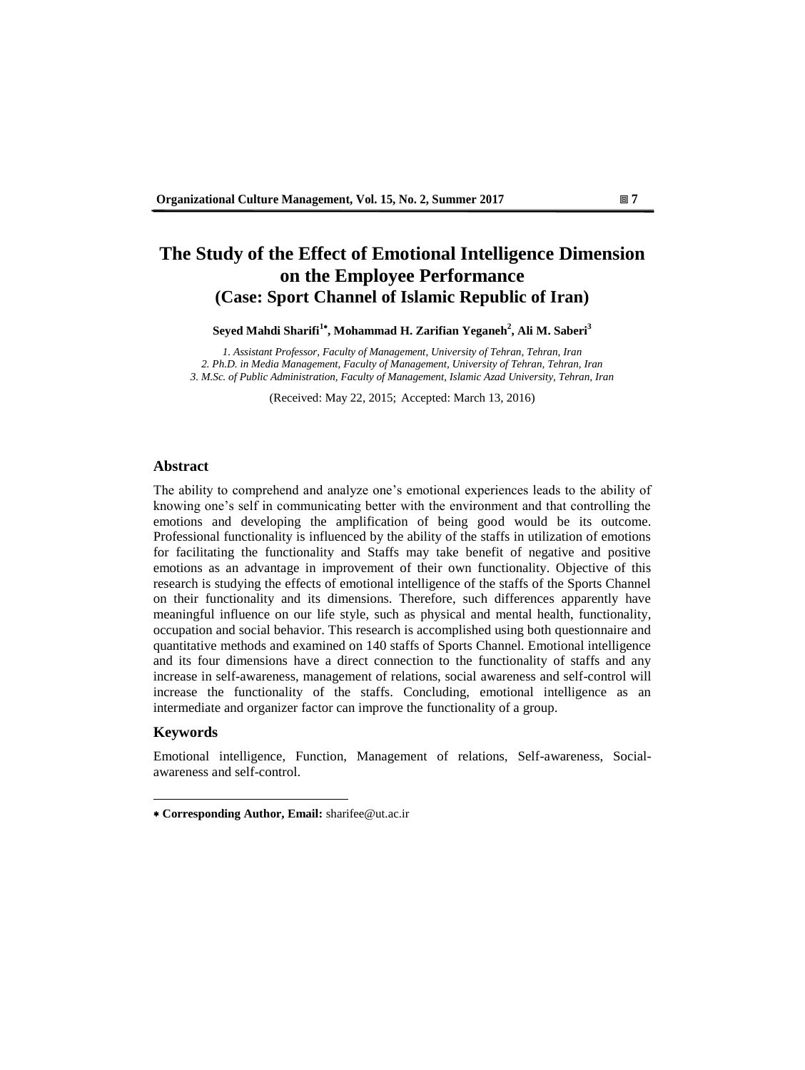# The Study of the Effect of Emotional Intelligence Dimension on the Employee Performance
## (Case: Sport Channel of Islamic Republic of Iran)

**Seyed Mahdi Sharifi[1*], Mohammad H. Zarifian Yeganeh[2], Ali M. Saberi[3]**

*1. Assistant Professor, Faculty of Management, University of Tehran, Tehran, Iran*
*2. Ph.D. in Media Management, Faculty of Management, University of Tehran, Tehran, Iran*
*3. M.Sc. of Public Administration, Faculty of Management, Islamic Azad University, Tehran, Iran*

(Received: May 22, 2015; Accepted: March 13, 2016)

### Abstract

The ability to comprehend and analyze one's emotional experiences leads to the ability of knowing one's self in communicating better with the environment and that controlling the emotions and developing the amplification of being good would be its outcome. Professional functionality is influenced by the ability of the staffs in utilization of emotions for facilitating the functionality and Staffs may take benefit of negative and positive emotions as an advantage in improvement of their own functionality. Objective of this research is studying the effects of emotional intelligence of the staffs of the Sports Channel on their functionality and its dimensions. Therefore, such differences apparently have meaningful influence on our life style, such as physical and mental health, functionality, occupation and social behavior. This research is accomplished using both questionnaire and quantitative methods and examined on 140 staffs of Sports Channel. Emotional intelligence and its four dimensions have a direct connection to the functionality of staffs and any increase in self-awareness, management of relations, social awareness and self-control will increase the functionality of the staffs. Concluding, emotional intelligence as an intermediate and organizer factor can improve the functionality of a group.

### Keywords

Emotional intelligence, Function, Management of relations, Self-awareness, Social-awareness and self-control.

---

* **Corresponding Author, Email:** sharifee@ut.ac.ir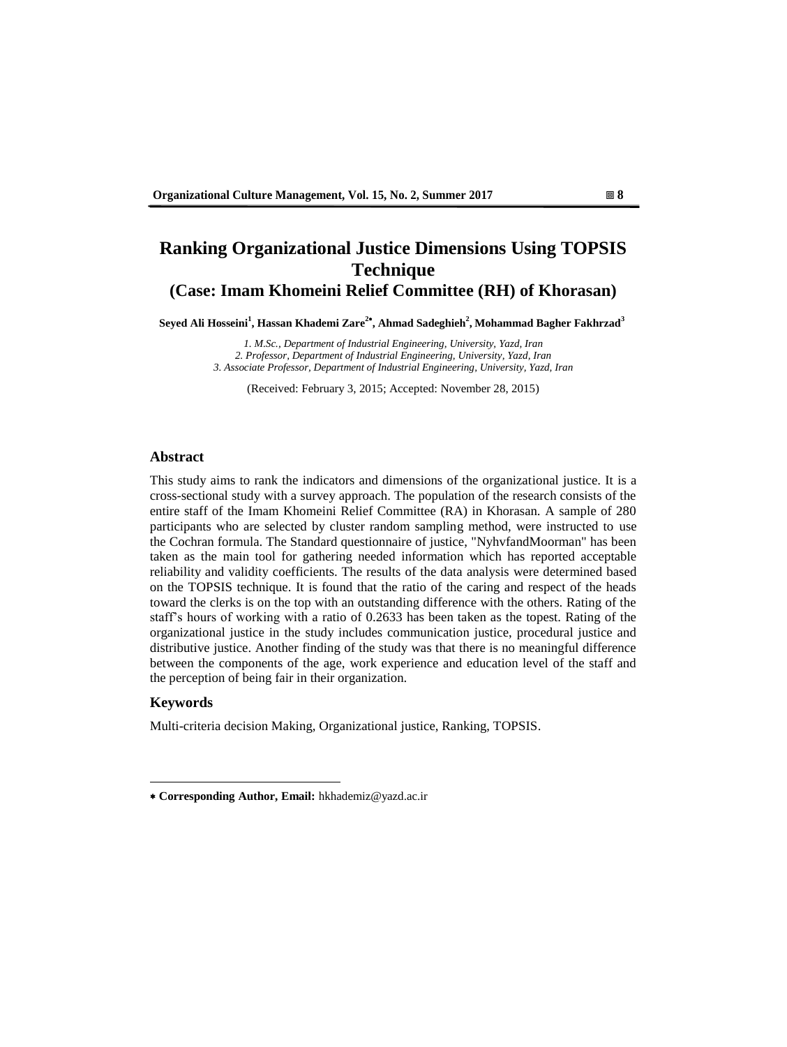# Ranking Organizational Justice Dimensions Using TOPSIS Technique
## (Case: Imam Khomeini Relief Committee (RH) of Khorasan)

**Seyed Ali Hosseini[1], Hassan Khademi Zare[2*], Ahmad Sadeghieh[2], Mohammad Bagher Fakhrzad[3]**

*1. M.Sc., Department of Industrial Engineering, University, Yazd, Iran*
*2. Professor, Department of Industrial Engineering, University, Yazd, Iran*
*3. Associate Professor, Department of Industrial Engineering, University, Yazd, Iran*

(Received: February 3, 2015; Accepted: November 28, 2015)

### Abstract

This study aims to rank the indicators and dimensions of the organizational justice. It is a cross-sectional study with a survey approach. The population of the research consists of the entire staff of the Imam Khomeini Relief Committee (RA) in Khorasan. A sample of 280 participants who are selected by cluster random sampling method, were instructed to use the Cochran formula. The Standard questionnaire of justice, "NyhvfandMoorman" has been taken as the main tool for gathering needed information which has reported acceptable reliability and validity coefficients. The results of the data analysis were determined based on the TOPSIS technique. It is found that the ratio of the caring and respect of the heads toward the clerks is on the top with an outstanding difference with the others. Rating of the staff's hours of working with a ratio of 0.2633 has been taken as the topest. Rating of the organizational justice in the study includes communication justice, procedural justice and distributive justice. Another finding of the study was that there is no meaningful difference between the components of the age, work experience and education level of the staff and the perception of being fair in their organization.

### Keywords

Multi-criteria decision Making, Organizational justice, Ranking, TOPSIS.

---

* **Corresponding Author, Email:** hkhademiz@yazd.ac.ir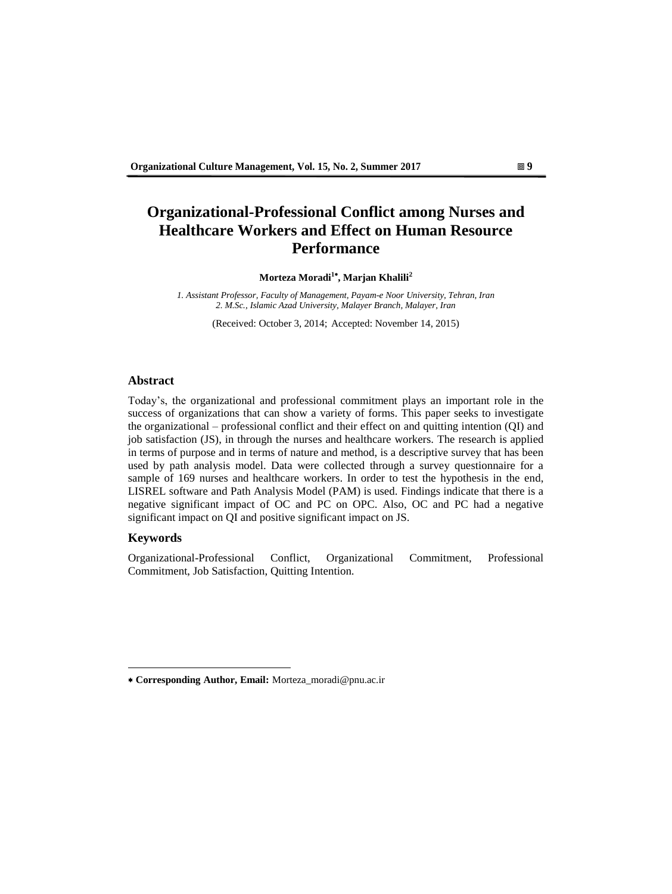# Organizational-Professional Conflict among Nurses and Healthcare Workers and Effect on Human Resource Performance

**Morteza Moradi[1*], Marjan Khalili[2]**

*1. Assistant Professor, Faculty of Management, Payam-e Noor University, Tehran, Iran*
*2. M.Sc., Islamic Azad University, Malayer Branch, Malayer, Iran*

(Received: October 3, 2014; Accepted: November 14, 2015)

## Abstract

Today's, the organizational and professional commitment plays an important role in the success of organizations that can show a variety of forms. This paper seeks to investigate the organizational – professional conflict and their effect on and quitting intention (QI) and job satisfaction (JS), in through the nurses and healthcare workers. The research is applied in terms of purpose and in terms of nature and method, is a descriptive survey that has been used by path analysis model. Data were collected through a survey questionnaire for a sample of 169 nurses and healthcare workers. In order to test the hypothesis in the end, LISREL software and Path Analysis Model (PAM) is used. Findings indicate that there is a negative significant impact of OC and PC on OPC. Also, OC and PC had a negative significant impact on QI and positive significant impact on JS.

## Keywords

Organizational-Professional Conflict, Organizational Commitment, Professional Commitment, Job Satisfaction, Quitting Intention.

---

* **Corresponding Author, Email:** Morteza_moradi@pnu.ac.ir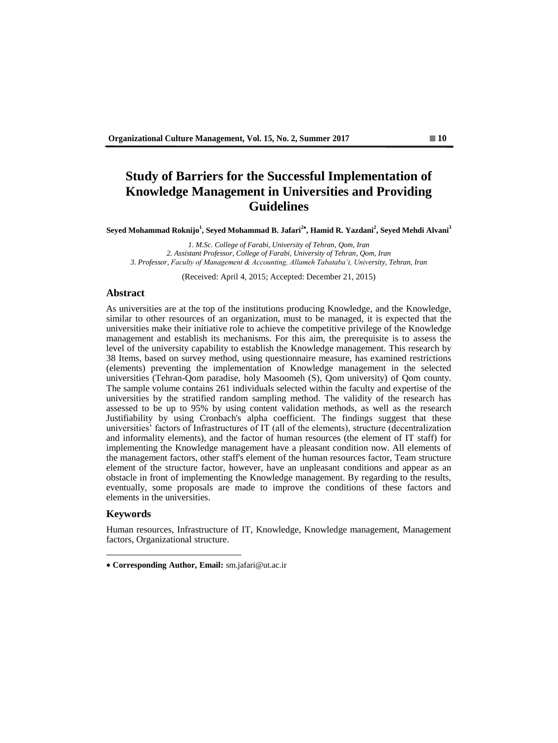# Study of Barriers for the Successful Implementation of Knowledge Management in Universities and Providing Guidelines

**Seyed Mohammad Roknijo[1], Seyed Mohammad B. Jafari[2*], Hamid R. Yazdani[2], Seyed Mehdi Alvani[3]**

*1. M.Sc. College of Farabi, University of Tehran, Qom, Iran*
*2. Assistant Professor, College of Farabi, University of Tehran, Qom, Iran*
*3. Professor, Faculty of Management & Accounting, Allameh Tabataba'i, University, Tehran, Iran*

(Received: April 4, 2015; Accepted: December 21, 2015)

## Abstract

As universities are at the top of the institutions producing Knowledge, and the Knowledge, similar to other resources of an organization, must to be managed, it is expected that the universities make their initiative role to achieve the competitive privilege of the Knowledge management and establish its mechanisms. For this aim, the prerequisite is to assess the level of the university capability to establish the Knowledge management. This research by 38 Items, based on survey method, using questionnaire measure, has examined restrictions (elements) preventing the implementation of Knowledge management in the selected universities (Tehran-Qom paradise, holy Masoomeh (S), Qom university) of Qom county. The sample volume contains 261 individuals selected within the faculty and expertise of the universities by the stratified random sampling method. The validity of the research has assessed to be up to 95% by using content validation methods, as well as the research Justifiability by using Cronbach's alpha coefficient. The findings suggest that these universities' factors of Infrastructures of IT (all of the elements), structure (decentralization and informality elements), and the factor of human resources (the element of IT staff) for implementing the Knowledge management have a pleasant condition now. All elements of the management factors, other staff's element of the human resources factor, Team structure element of the structure factor, however, have an unpleasant conditions and appear as an obstacle in front of implementing the Knowledge management. By regarding to the results, eventually, some proposals are made to improve the conditions of these factors and elements in the universities.

## Keywords

Human resources, Infrastructure of IT, Knowledge, Knowledge management, Management factors, Organizational structure.

---

* **Corresponding Author, Email:** sm.jafari@ut.ac.ir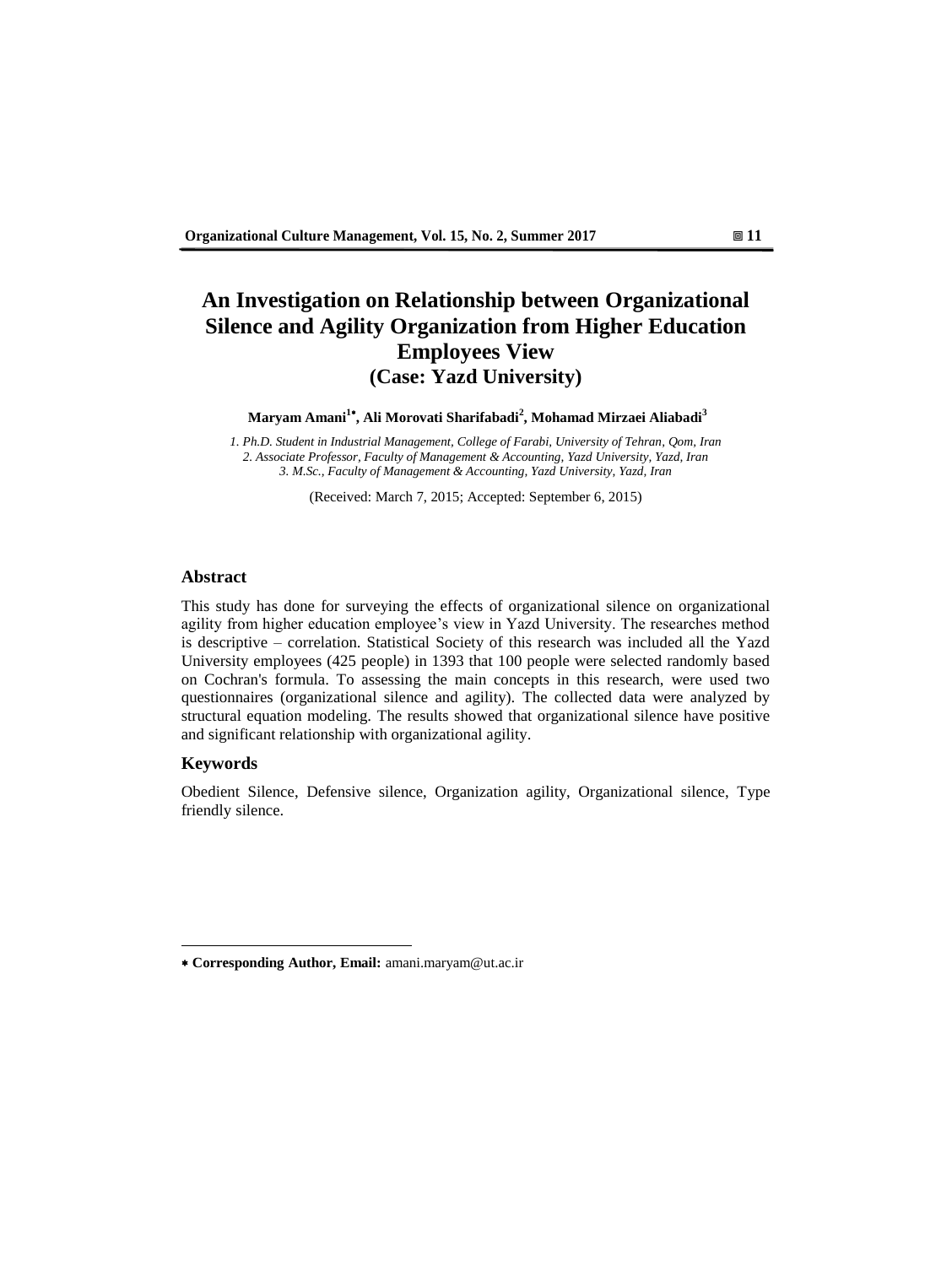# An Investigation on Relationship between Organizational Silence and Agility Organization from Higher Education Employees View
## (Case: Yazd University)

**Maryam Amani[1*], Ali Morovati Sharifabadi[2], Mohamad Mirzaei Aliabadi[3]**

*1. Ph.D. Student in Industrial Management, College of Farabi, University of Tehran, Qom, Iran*
*2. Associate Professor, Faculty of Management & Accounting, Yazd University, Yazd, Iran*
*3. M.Sc., Faculty of Management & Accounting, Yazd University, Yazd, Iran*

(Received: March 7, 2015; Accepted: September 6, 2015)

### Abstract

This study has done for surveying the effects of organizational silence on organizational agility from higher education employee's view in Yazd University. The researches method is descriptive – correlation. Statistical Society of this research was included all the Yazd University employees (425 people) in 1393 that 100 people were selected randomly based on Cochran's formula. To assessing the main concepts in this research, were used two questionnaires (organizational silence and agility). The collected data were analyzed by structural equation modeling. The results showed that organizational silence have positive and significant relationship with organizational agility.

### Keywords

Obedient Silence, Defensive silence, Organization agility, Organizational silence, Type friendly silence.

* **Corresponding Author, Email:** amani.maryam@ut.ac.ir